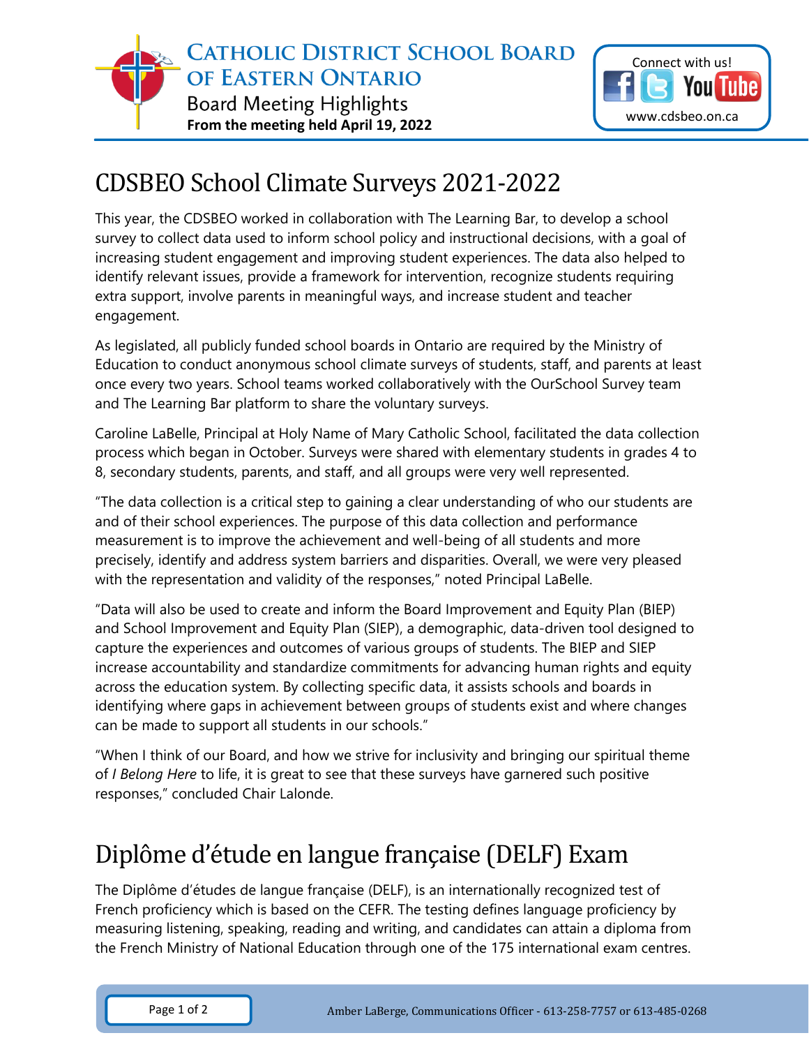# Catholic District School Board of Eastern Ontario

Board Meeting Highlights

**From the meeting held April 19, 2022**

Connect with us!

www.cdsbeo.on.ca

## CDSBEO School Climate Surveys 2021-2022

This year, the CDSBEO worked in collaboration with The Learning Bar, to develop a school survey to collect data used to inform school policy and instructional decisions, with a goal of increasing student engagement and improving student experiences. The data also helped to identify relevant issues, provide a framework for intervention, recognize students requiring extra support, involve parents in meaningful ways, and increase student and teacher engagement.

As legislated, all publicly funded school boards in Ontario are required by the Ministry of Education to conduct anonymous school climate surveys of students, staff, and parents at least once every two years. School teams worked collaboratively with the OurSchool Survey team and The Learning Bar platform to share the voluntary surveys.

Caroline LaBelle, Principal at Holy Name of Mary Catholic School, facilitated the data collection process which began in October. Surveys were shared with elementary students in grades 4 to 8, secondary students, parents, and staff, and all groups were very well represented.

"The data collection is a critical step to gaining a clear understanding of who our students are and of their school experiences. The purpose of this data collection and performance measurement is to improve the achievement and well-being of all students and more precisely, identify and address system barriers and disparities. Overall, we were very pleased with the representation and validity of the responses," noted Principal LaBelle.

"Data will also be used to create and inform the Board Improvement and Equity Plan (BIEP) and School Improvement and Equity Plan (SIEP), a demographic, data-driven tool designed to capture the experiences and outcomes of various groups of students. The BIEP and SIEP increase accountability and standardize commitments for advancing human rights and equity across the education system. By collecting specific data, it assists schools and boards in identifying where gaps in achievement between groups of students exist and where changes can be made to support all students in our schools."

"When I think of our Board, and how we strive for inclusivity and bringing our spiritual theme of *I Belong Here* to life, it is great to see that these surveys have garnered such positive responses," concluded Chair Lalonde.

## Diplôme d'étude en langue française (DELF) Exam

The Diplôme d'études de langue française (DELF), is an internationally recognized test of French proficiency which is based on the CEFR. The testing defines language proficiency by measuring listening, speaking, reading and writing, and candidates can attain a diploma from the French Ministry of National Education through one of the 175 international exam centres.

Amber LaBerge, Communications Officer - 613-258-7757 or 613-485-0268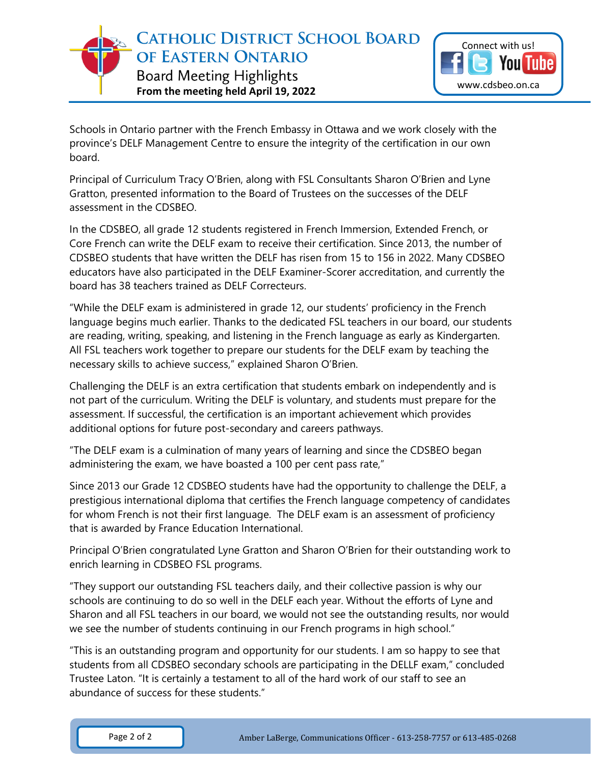Schools in Ontario partner with the French Embassy in Ottawa and we work closely with the province's DELF Management Centre to ensure the integrity of the certification in our own board.

Principal of Curriculum Tracy O'Brien, along with FSL Consultants Sharon O'Brien and Lyne Gratton, presented information to the Board of Trustees on the successes of the DELF assessment in the CDSBEO.

In the CDSBEO, all grade 12 students registered in French Immersion, Extended French, or Core French can write the DELF exam to receive their certification. Since 2013, the number of CDSBEO students that have written the DELF has risen from 15 to 156 in 2022. Many CDSBEO educators have also participated in the DELF Examiner-Scorer accreditation, and currently the board has 38 teachers trained as DELF Correcteurs.

"While the DELF exam is administered in grade 12, our students' proficiency in the French language begins much earlier. Thanks to the dedicated FSL teachers in our board, our students are reading, writing, speaking, and listening in the French language as early as Kindergarten. All FSL teachers work together to prepare our students for the DELF exam by teaching the necessary skills to achieve success," explained Sharon O'Brien.

Challenging the DELF is an extra certification that students embark on independently and is not part of the curriculum. Writing the DELF is voluntary, and students must prepare for the assessment. If successful, the certification is an important achievement which provides additional options for future post-secondary and careers pathways.

"The DELF exam is a culmination of many years of learning and since the CDSBEO began administering the exam, we have boasted a 100 per cent pass rate,"

Since 2013 our Grade 12 CDSBEO students have had the opportunity to challenge the DELF, a prestigious international diploma that certifies the French language competency of candidates for whom French is not their first language. The DELF exam is an assessment of proficiency that is awarded by France Education International.

Principal O'Brien congratulated Lyne Gratton and Sharon O'Brien for their outstanding work to enrich learning in CDSBEO FSL programs.

"They support our outstanding FSL teachers daily, and their collective passion is why our schools are continuing to do so well in the DELF each year. Without the efforts of Lyne and Sharon and all FSL teachers in our board, we would not see the outstanding results, nor would we see the number of students continuing in our French programs in high school."

"This is an outstanding program and opportunity for our students. I am so happy to see that students from all CDSBEO secondary schools are participating in the DELLF exam," concluded Trustee Laton. "It is certainly a testament to all of the hard work of our staff to see an abundance of success for these students."

Amber LaBerge, Communications Officer - 613-258-7757 or 613-485-0268